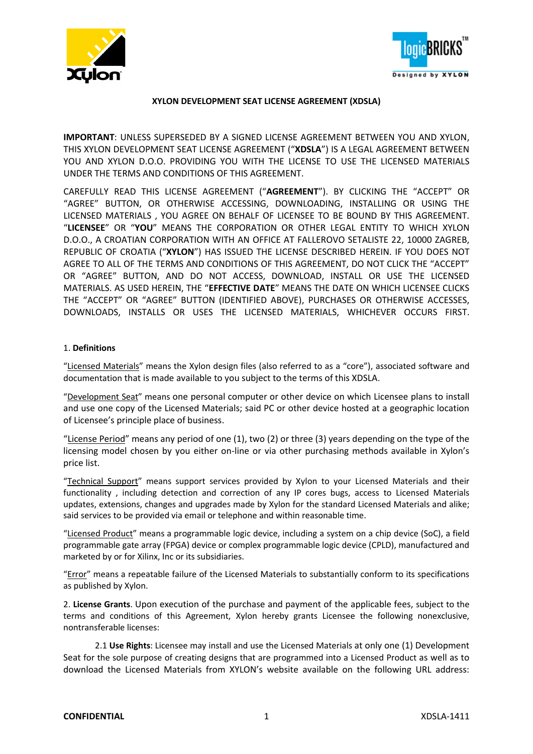**XYLON DEVELOPMENT SEAT LICENSE AGREEMENT (XDSLA)**

**IMPORTANT**: UNLESS SUPERSEDED BY A SIGNED LICENSE AGREEMENT BETWEEN YOU AND XYLON, THIS XYLON DEVELOPMENT SEAT LICENSE AGREEMENT ("**XDSLA**") IS A LEGAL AGREEMENT BETWEEN YOU AND XYLON D.O.O. PROVIDING YOU WITH THE LICENSE TO USE THE LICENSED MATERIALS UNDER THE TERMS AND CONDITIONS OF THIS AGREEMENT.

CAREFULLY READ THIS LICENSE AGREEMENT ("**AGREEMENT**"). BY CLICKING THE "ACCEPT" OR "AGREE" BUTTON, OR OTHERWISE ACCESSING, DOWNLOADING, INSTALLING OR USING THE LICENSED MATERIALS , YOU AGREE ON BEHALF OF LICENSEE TO BE BOUND BY THIS AGREEMENT. "**LICENSEE**" OR "**YOU**" MEANS THE CORPORATION OR OTHER LEGAL ENTITY TO WHICH XYLON D.O.O., A CROATIAN CORPORATION WITH AN OFFICE AT FALLEROVO SETALISTE 22, 10000 ZAGREB, REPUBLIC OF CROATIA ("**XYLON**") HAS ISSUED THE LICENSE DESCRIBED HEREIN. IF YOU DOES NOT AGREE TO ALL OF THE TERMS AND CONDITIONS OF THIS AGREEMENT, DO NOT CLICK THE "ACCEPT" OR "AGREE" BUTTON, AND DO NOT ACCESS, DOWNLOAD, INSTALL OR USE THE LICENSED MATERIALS. AS USED HEREIN, THE "**EFFECTIVE DATE**" MEANS THE DATE ON WHICH LICENSEE CLICKS THE "ACCEPT" OR "AGREE" BUTTON (IDENTIFIED ABOVE), PURCHASES OR OTHERWISE ACCESSES, DOWNLOADS, INSTALLS OR USES THE LICENSED MATERIALS, WHICHEVER OCCURS FIRST.

1. **Definitions**

"Licensed Materials" means the Xylon design files (also referred to as a "core"), associated software and documentation that is made available to you subject to the terms of this XDSLA.

"Development Seat" means one personal computer or other device on which Licensee plans to install and use one copy of the Licensed Materials; said PC or other device hosted at a geographic location of Licensee's principle place of business.

"License Period" means any period of one (1), two (2) or three (3) years depending on the type of the licensing model chosen by you either on-line or via other purchasing methods available in Xylon's price list.

"Technical Support" means support services provided by Xylon to your Licensed Materials and their functionality , including detection and correction of any IP cores bugs, access to Licensed Materials updates, extensions, changes and upgrades made by Xylon for the standard Licensed Materials and alike; said services to be provided via email or telephone and within reasonable time.

"Licensed Product" means a programmable logic device, including a system on a chip device (SoC), a field programmable gate array (FPGA) device or complex programmable logic device (CPLD), manufactured and marketed by or for Xilinx, Inc or its subsidiaries.

"Error" means a repeatable failure of the Licensed Materials to substantially conform to its specifications as published by Xylon.

2. **License Grants**. Upon execution of the purchase and payment of the applicable fees, subject to the terms and conditions of this Agreement, Xylon hereby grants Licensee the following nonexclusive, nontransferable licenses:

2.1 **Use Rights**: Licensee may install and use the Licensed Materials at only one (1) Development Seat for the sole purpose of creating designs that are programmed into a Licensed Product as well as to download the Licensed Materials from XYLON's website available on the following URL address: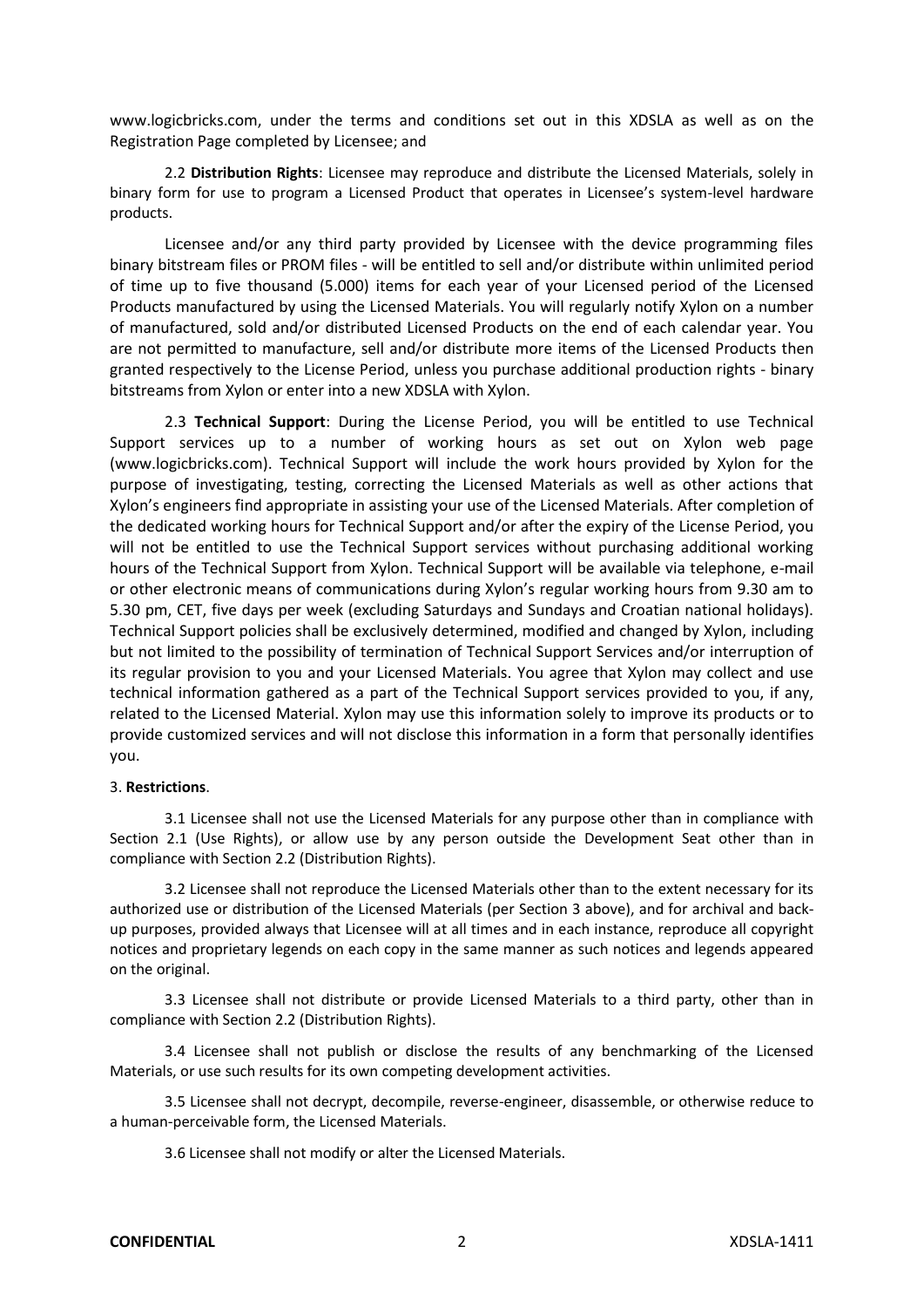www.logicbricks.com, under the terms and conditions set out in this XDSLA as well as on the Registration Page completed by Licensee; and

2.2 **Distribution Rights**: Licensee may reproduce and distribute the Licensed Materials, solely in binary form for use to program a Licensed Product that operates in Licensee's system-level hardware products.

Licensee and/or any third party provided by Licensee with the device programming files binary bitstream files or PROM files - will be entitled to sell and/or distribute within unlimited period of time up to five thousand (5.000) items for each year of your Licensed period of the Licensed Products manufactured by using the Licensed Materials. You will regularly notify Xylon on a number of manufactured, sold and/or distributed Licensed Products on the end of each calendar year. You are not permitted to manufacture, sell and/or distribute more items of the Licensed Products then granted respectively to the License Period, unless you purchase additional production rights - binary bitstreams from Xylon or enter into a new XDSLA with Xylon.

2.3 **Technical Support**: During the License Period, you will be entitled to use Technical Support services up to a number of working hours as set out on Xylon web page (www.logicbricks.com). Technical Support will include the work hours provided by Xylon for the purpose of investigating, testing, correcting the Licensed Materials as well as other actions that Xylon's engineers find appropriate in assisting your use of the Licensed Materials. After completion of the dedicated working hours for Technical Support and/or after the expiry of the License Period, you will not be entitled to use the Technical Support services without purchasing additional working hours of the Technical Support from Xylon. Technical Support will be available via telephone, e-mail or other electronic means of communications during Xylon's regular working hours from 9.30 am to 5.30 pm, CET, five days per week (excluding Saturdays and Sundays and Croatian national holidays). Technical Support policies shall be exclusively determined, modified and changed by Xylon, including but not limited to the possibility of termination of Technical Support Services and/or interruption of its regular provision to you and your Licensed Materials. You agree that Xylon may collect and use technical information gathered as a part of the Technical Support services provided to you, if any, related to the Licensed Material. Xylon may use this information solely to improve its products or to provide customized services and will not disclose this information in a form that personally identifies you.

3. **Restrictions**.

3.1 Licensee shall not use the Licensed Materials for any purpose other than in compliance with Section 2.1 (Use Rights), or allow use by any person outside the Development Seat other than in compliance with Section 2.2 (Distribution Rights).

3.2 Licensee shall not reproduce the Licensed Materials other than to the extent necessary for its authorized use or distribution of the Licensed Materials (per Section 3 above), and for archival and back-up purposes, provided always that Licensee will at all times and in each instance, reproduce all copyright notices and proprietary legends on each copy in the same manner as such notices and legends appeared on the original.

3.3 Licensee shall not distribute or provide Licensed Materials to a third party, other than in compliance with Section 2.2 (Distribution Rights).

3.4 Licensee shall not publish or disclose the results of any benchmarking of the Licensed Materials, or use such results for its own competing development activities.

3.5 Licensee shall not decrypt, decompile, reverse-engineer, disassemble, or otherwise reduce to a human-perceivable form, the Licensed Materials.

3.6 Licensee shall not modify or alter the Licensed Materials.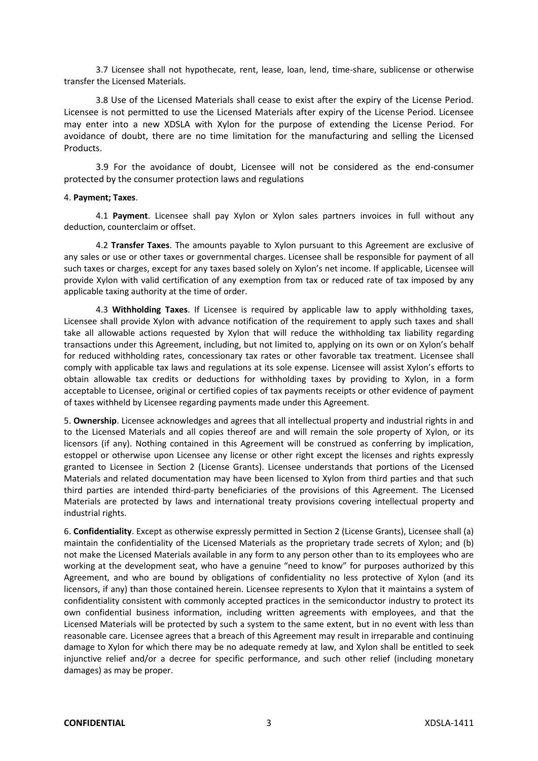3.7 Licensee shall not hypothecate, rent, lease, loan, lend, time-share, sublicense or otherwise transfer the Licensed Materials.

3.8 Use of the Licensed Materials shall cease to exist after the expiry of the License Period. Licensee is not permitted to use the Licensed Materials after expiry of the License Period. Licensee may enter into a new XDSLA with Xylon for the purpose of extending the License Period. For avoidance of doubt, there are no time limitation for the manufacturing and selling the Licensed Products.

3.9 For the avoidance of doubt, Licensee will not be considered as the end-consumer protected by the consumer protection laws and regulations

4. **Payment; Taxes**.

4.1 **Payment**. Licensee shall pay Xylon or Xylon sales partners invoices in full without any deduction, counterclaim or offset.

4.2 **Transfer Taxes**. The amounts payable to Xylon pursuant to this Agreement are exclusive of any sales or use or other taxes or governmental charges. Licensee shall be responsible for payment of all such taxes or charges, except for any taxes based solely on Xylon's net income. If applicable, Licensee will provide Xylon with valid certification of any exemption from tax or reduced rate of tax imposed by any applicable taxing authority at the time of order.

4.3 **Withholding Taxes**. If Licensee is required by applicable law to apply withholding taxes, Licensee shall provide Xylon with advance notification of the requirement to apply such taxes and shall take all allowable actions requested by Xylon that will reduce the withholding tax liability regarding transactions under this Agreement, including, but not limited to, applying on its own or on Xylon's behalf for reduced withholding rates, concessionary tax rates or other favorable tax treatment. Licensee shall comply with applicable tax laws and regulations at its sole expense. Licensee will assist Xylon's efforts to obtain allowable tax credits or deductions for withholding taxes by providing to Xylon, in a form acceptable to Licensee, original or certified copies of tax payments receipts or other evidence of payment of taxes withheld by Licensee regarding payments made under this Agreement.

5. **Ownership**. Licensee acknowledges and agrees that all intellectual property and industrial rights in and to the Licensed Materials and all copies thereof are and will remain the sole property of Xylon, or its licensors (if any). Nothing contained in this Agreement will be construed as conferring by implication, estoppel or otherwise upon Licensee any license or other right except the licenses and rights expressly granted to Licensee in Section 2 (License Grants). Licensee understands that portions of the Licensed Materials and related documentation may have been licensed to Xylon from third parties and that such third parties are intended third-party beneficiaries of the provisions of this Agreement. The Licensed Materials are protected by laws and international treaty provisions covering intellectual property and industrial rights.

6. **Confidentiality**. Except as otherwise expressly permitted in Section 2 (License Grants), Licensee shall (a) maintain the confidentiality of the Licensed Materials as the proprietary trade secrets of Xylon; and (b) not make the Licensed Materials available in any form to any person other than to its employees who are working at the development seat, who have a genuine "need to know" for purposes authorized by this Agreement, and who are bound by obligations of confidentiality no less protective of Xylon (and its licensors, if any) than those contained herein. Licensee represents to Xylon that it maintains a system of confidentiality consistent with commonly accepted practices in the semiconductor industry to protect its own confidential business information, including written agreements with employees, and that the Licensed Materials will be protected by such a system to the same extent, but in no event with less than reasonable care. Licensee agrees that a breach of this Agreement may result in irreparable and continuing damage to Xylon for which there may be no adequate remedy at law, and Xylon shall be entitled to seek injunctive relief and/or a decree for specific performance, and such other relief (including monetary damages) as may be proper.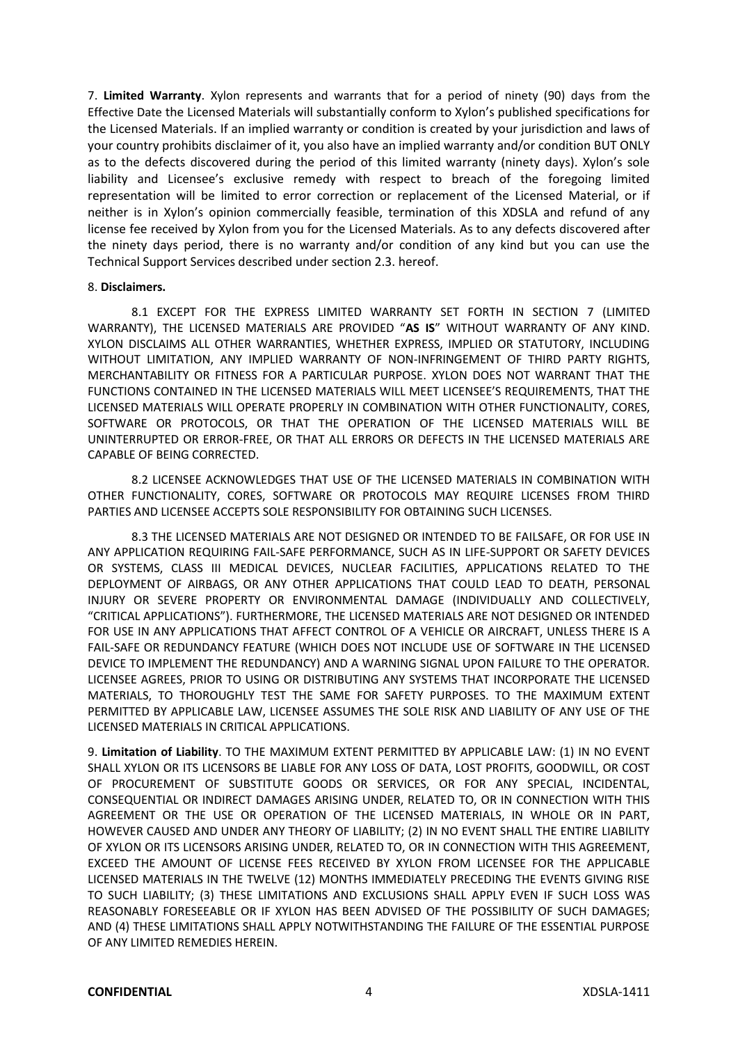7. **Limited Warranty**. Xylon represents and warrants that for a period of ninety (90) days from the Effective Date the Licensed Materials will substantially conform to Xylon's published specifications for the Licensed Materials. If an implied warranty or condition is created by your jurisdiction and laws of your country prohibits disclaimer of it, you also have an implied warranty and/or condition BUT ONLY as to the defects discovered during the period of this limited warranty (ninety days). Xylon's sole liability and Licensee's exclusive remedy with respect to breach of the foregoing limited representation will be limited to error correction or replacement of the Licensed Material, or if neither is in Xylon's opinion commercially feasible, termination of this XDSLA and refund of any license fee received by Xylon from you for the Licensed Materials. As to any defects discovered after the ninety days period, there is no warranty and/or condition of any kind but you can use the Technical Support Services described under section 2.3. hereof.

8. **Disclaimers.**

8.1 EXCEPT FOR THE EXPRESS LIMITED WARRANTY SET FORTH IN SECTION 7 (LIMITED WARRANTY), THE LICENSED MATERIALS ARE PROVIDED "**AS IS**" WITHOUT WARRANTY OF ANY KIND. XYLON DISCLAIMS ALL OTHER WARRANTIES, WHETHER EXPRESS, IMPLIED OR STATUTORY, INCLUDING WITHOUT LIMITATION, ANY IMPLIED WARRANTY OF NON-INFRINGEMENT OF THIRD PARTY RIGHTS, MERCHANTABILITY OR FITNESS FOR A PARTICULAR PURPOSE. XYLON DOES NOT WARRANT THAT THE FUNCTIONS CONTAINED IN THE LICENSED MATERIALS WILL MEET LICENSEE'S REQUIREMENTS, THAT THE LICENSED MATERIALS WILL OPERATE PROPERLY IN COMBINATION WITH OTHER FUNCTIONALITY, CORES, SOFTWARE OR PROTOCOLS, OR THAT THE OPERATION OF THE LICENSED MATERIALS WILL BE UNINTERRUPTED OR ERROR-FREE, OR THAT ALL ERRORS OR DEFECTS IN THE LICENSED MATERIALS ARE CAPABLE OF BEING CORRECTED.

8.2 LICENSEE ACKNOWLEDGES THAT USE OF THE LICENSED MATERIALS IN COMBINATION WITH OTHER FUNCTIONALITY, CORES, SOFTWARE OR PROTOCOLS MAY REQUIRE LICENSES FROM THIRD PARTIES AND LICENSEE ACCEPTS SOLE RESPONSIBILITY FOR OBTAINING SUCH LICENSES.

8.3 THE LICENSED MATERIALS ARE NOT DESIGNED OR INTENDED TO BE FAILSAFE, OR FOR USE IN ANY APPLICATION REQUIRING FAIL-SAFE PERFORMANCE, SUCH AS IN LIFE-SUPPORT OR SAFETY DEVICES OR SYSTEMS, CLASS III MEDICAL DEVICES, NUCLEAR FACILITIES, APPLICATIONS RELATED TO THE DEPLOYMENT OF AIRBAGS, OR ANY OTHER APPLICATIONS THAT COULD LEAD TO DEATH, PERSONAL INJURY OR SEVERE PROPERTY OR ENVIRONMENTAL DAMAGE (INDIVIDUALLY AND COLLECTIVELY, "CRITICAL APPLICATIONS"). FURTHERMORE, THE LICENSED MATERIALS ARE NOT DESIGNED OR INTENDED FOR USE IN ANY APPLICATIONS THAT AFFECT CONTROL OF A VEHICLE OR AIRCRAFT, UNLESS THERE IS A FAIL-SAFE OR REDUNDANCY FEATURE (WHICH DOES NOT INCLUDE USE OF SOFTWARE IN THE LICENSED DEVICE TO IMPLEMENT THE REDUNDANCY) AND A WARNING SIGNAL UPON FAILURE TO THE OPERATOR. LICENSEE AGREES, PRIOR TO USING OR DISTRIBUTING ANY SYSTEMS THAT INCORPORATE THE LICENSED MATERIALS, TO THOROUGHLY TEST THE SAME FOR SAFETY PURPOSES. TO THE MAXIMUM EXTENT PERMITTED BY APPLICABLE LAW, LICENSEE ASSUMES THE SOLE RISK AND LIABILITY OF ANY USE OF THE LICENSED MATERIALS IN CRITICAL APPLICATIONS.

9. **Limitation of Liability**. TO THE MAXIMUM EXTENT PERMITTED BY APPLICABLE LAW: (1) IN NO EVENT SHALL XYLON OR ITS LICENSORS BE LIABLE FOR ANY LOSS OF DATA, LOST PROFITS, GOODWILL, OR COST OF PROCUREMENT OF SUBSTITUTE GOODS OR SERVICES, OR FOR ANY SPECIAL, INCIDENTAL, CONSEQUENTIAL OR INDIRECT DAMAGES ARISING UNDER, RELATED TO, OR IN CONNECTION WITH THIS AGREEMENT OR THE USE OR OPERATION OF THE LICENSED MATERIALS, IN WHOLE OR IN PART, HOWEVER CAUSED AND UNDER ANY THEORY OF LIABILITY; (2) IN NO EVENT SHALL THE ENTIRE LIABILITY OF XYLON OR ITS LICENSORS ARISING UNDER, RELATED TO, OR IN CONNECTION WITH THIS AGREEMENT, EXCEED THE AMOUNT OF LICENSE FEES RECEIVED BY XYLON FROM LICENSEE FOR THE APPLICABLE LICENSED MATERIALS IN THE TWELVE (12) MONTHS IMMEDIATELY PRECEDING THE EVENTS GIVING RISE TO SUCH LIABILITY; (3) THESE LIMITATIONS AND EXCLUSIONS SHALL APPLY EVEN IF SUCH LOSS WAS REASONABLY FORESEEABLE OR IF XYLON HAS BEEN ADVISED OF THE POSSIBILITY OF SUCH DAMAGES; AND (4) THESE LIMITATIONS SHALL APPLY NOTWITHSTANDING THE FAILURE OF THE ESSENTIAL PURPOSE OF ANY LIMITED REMEDIES HEREIN.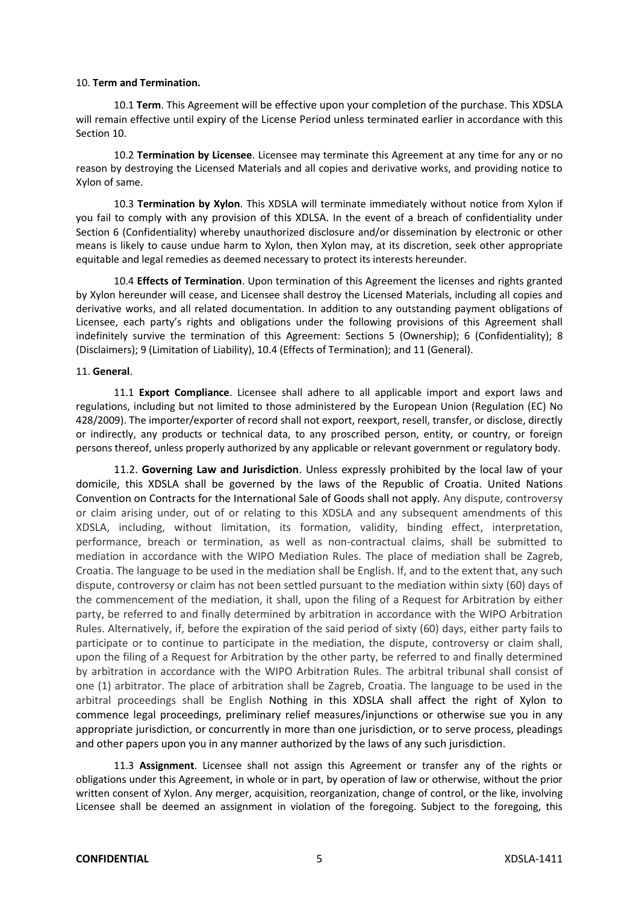10. **Term and Termination.**

10.1 **Term**. This Agreement will be effective upon your completion of the purchase. This XDSLA will remain effective until expiry of the License Period unless terminated earlier in accordance with this Section 10.

10.2 **Termination by Licensee**. Licensee may terminate this Agreement at any time for any or no reason by destroying the Licensed Materials and all copies and derivative works, and providing notice to Xylon of same.

10.3 **Termination by Xylon**. This XDSLA will terminate immediately without notice from Xylon if you fail to comply with any provision of this XDLSA. In the event of a breach of confidentiality under Section 6 (Confidentiality) whereby unauthorized disclosure and/or dissemination by electronic or other means is likely to cause undue harm to Xylon, then Xylon may, at its discretion, seek other appropriate equitable and legal remedies as deemed necessary to protect its interests hereunder.

10.4 **Effects of Termination**. Upon termination of this Agreement the licenses and rights granted by Xylon hereunder will cease, and Licensee shall destroy the Licensed Materials, including all copies and derivative works, and all related documentation. In addition to any outstanding payment obligations of Licensee, each party's rights and obligations under the following provisions of this Agreement shall indefinitely survive the termination of this Agreement: Sections 5 (Ownership); 6 (Confidentiality); 8 (Disclaimers); 9 (Limitation of Liability), 10.4 (Effects of Termination); and 11 (General).

11. **General**.

11.1 **Export Compliance**. Licensee shall adhere to all applicable import and export laws and regulations, including but not limited to those administered by the European Union (Regulation (EC) No 428/2009). The importer/exporter of record shall not export, reexport, resell, transfer, or disclose, directly or indirectly, any products or technical data, to any proscribed person, entity, or country, or foreign persons thereof, unless properly authorized by any applicable or relevant government or regulatory body.

11.2. **Governing Law and Jurisdiction**. Unless expressly prohibited by the local law of your domicile, this XDSLA shall be governed by the laws of the Republic of Croatia. United Nations Convention on Contracts for the International Sale of Goods shall not apply. Any dispute, controversy or claim arising under, out of or relating to this XDSLA and any subsequent amendments of this XDSLA, including, without limitation, its formation, validity, binding effect, interpretation, performance, breach or termination, as well as non-contractual claims, shall be submitted to mediation in accordance with the WIPO Mediation Rules. The place of mediation shall be Zagreb, Croatia. The language to be used in the mediation shall be English. If, and to the extent that, any such dispute, controversy or claim has not been settled pursuant to the mediation within sixty (60) days of the commencement of the mediation, it shall, upon the filing of a Request for Arbitration by either party, be referred to and finally determined by arbitration in accordance with the WIPO Arbitration Rules. Alternatively, if, before the expiration of the said period of sixty (60) days, either party fails to participate or to continue to participate in the mediation, the dispute, controversy or claim shall, upon the filing of a Request for Arbitration by the other party, be referred to and finally determined by arbitration in accordance with the WIPO Arbitration Rules. The arbitral tribunal shall consist of one (1) arbitrator. The place of arbitration shall be Zagreb, Croatia. The language to be used in the arbitral proceedings shall be English Nothing in this XDSLA shall affect the right of Xylon to commence legal proceedings, preliminary relief measures/injunctions or otherwise sue you in any appropriate jurisdiction, or concurrently in more than one jurisdiction, or to serve process, pleadings and other papers upon you in any manner authorized by the laws of any such jurisdiction.

11.3 **Assignment**. Licensee shall not assign this Agreement or transfer any of the rights or obligations under this Agreement, in whole or in part, by operation of law or otherwise, without the prior written consent of Xylon. Any merger, acquisition, reorganization, change of control, or the like, involving Licensee shall be deemed an assignment in violation of the foregoing. Subject to the foregoing, this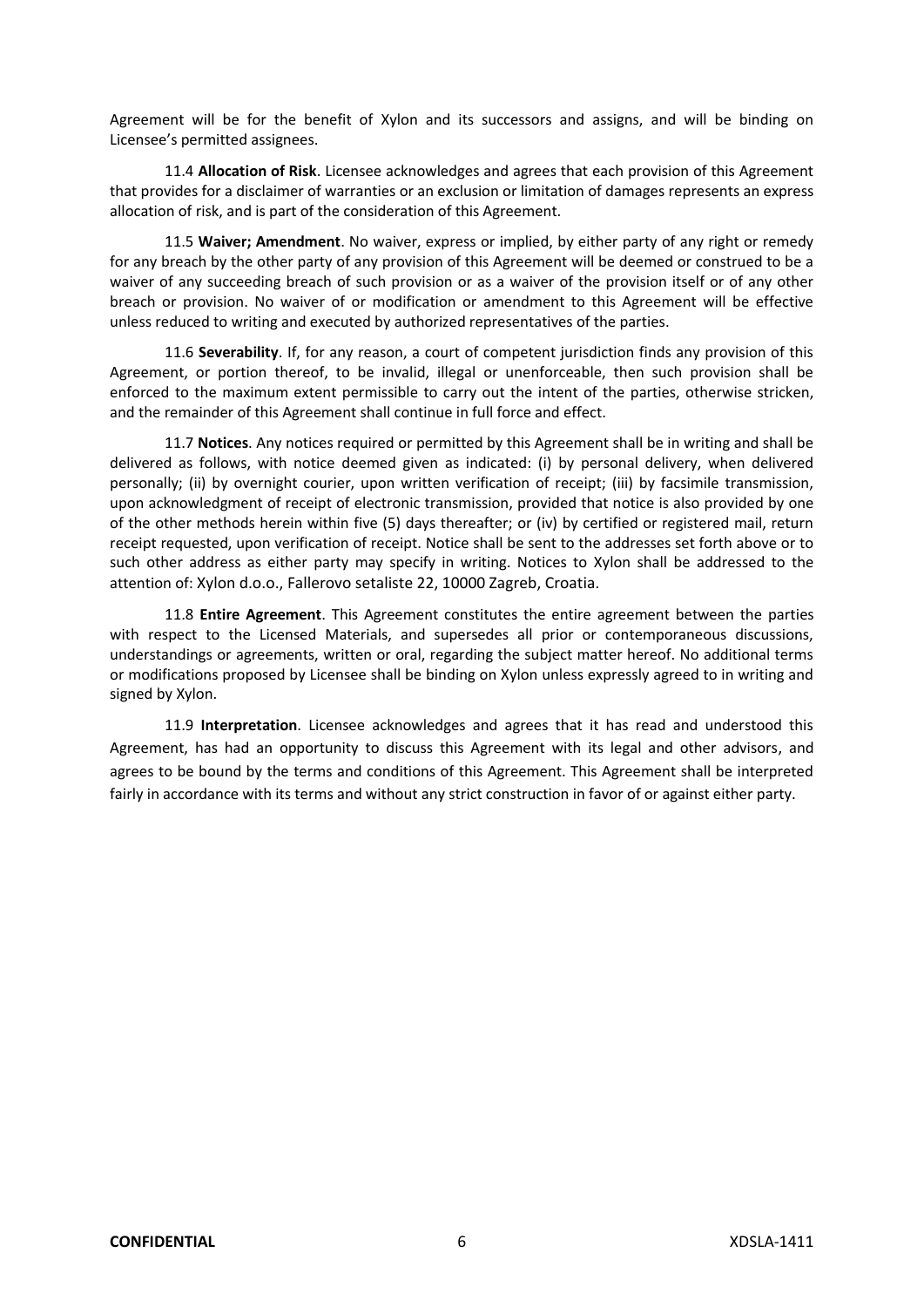Agreement will be for the benefit of Xylon and its successors and assigns, and will be binding on Licensee's permitted assignees.

11.4 **Allocation of Risk**. Licensee acknowledges and agrees that each provision of this Agreement that provides for a disclaimer of warranties or an exclusion or limitation of damages represents an express allocation of risk, and is part of the consideration of this Agreement.

11.5 **Waiver; Amendment**. No waiver, express or implied, by either party of any right or remedy for any breach by the other party of any provision of this Agreement will be deemed or construed to be a waiver of any succeeding breach of such provision or as a waiver of the provision itself or of any other breach or provision. No waiver of or modification or amendment to this Agreement will be effective unless reduced to writing and executed by authorized representatives of the parties.

11.6 **Severability**. If, for any reason, a court of competent jurisdiction finds any provision of this Agreement, or portion thereof, to be invalid, illegal or unenforceable, then such provision shall be enforced to the maximum extent permissible to carry out the intent of the parties, otherwise stricken, and the remainder of this Agreement shall continue in full force and effect.

11.7 **Notices**. Any notices required or permitted by this Agreement shall be in writing and shall be delivered as follows, with notice deemed given as indicated: (i) by personal delivery, when delivered personally; (ii) by overnight courier, upon written verification of receipt; (iii) by facsimile transmission, upon acknowledgment of receipt of electronic transmission, provided that notice is also provided by one of the other methods herein within five (5) days thereafter; or (iv) by certified or registered mail, return receipt requested, upon verification of receipt. Notice shall be sent to the addresses set forth above or to such other address as either party may specify in writing. Notices to Xylon shall be addressed to the attention of: Xylon d.o.o., Fallerovo setaliste 22, 10000 Zagreb, Croatia.

11.8 **Entire Agreement**. This Agreement constitutes the entire agreement between the parties with respect to the Licensed Materials, and supersedes all prior or contemporaneous discussions, understandings or agreements, written or oral, regarding the subject matter hereof. No additional terms or modifications proposed by Licensee shall be binding on Xylon unless expressly agreed to in writing and signed by Xylon.

11.9 **Interpretation**. Licensee acknowledges and agrees that it has read and understood this Agreement, has had an opportunity to discuss this Agreement with its legal and other advisors, and agrees to be bound by the terms and conditions of this Agreement. This Agreement shall be interpreted fairly in accordance with its terms and without any strict construction in favor of or against either party.